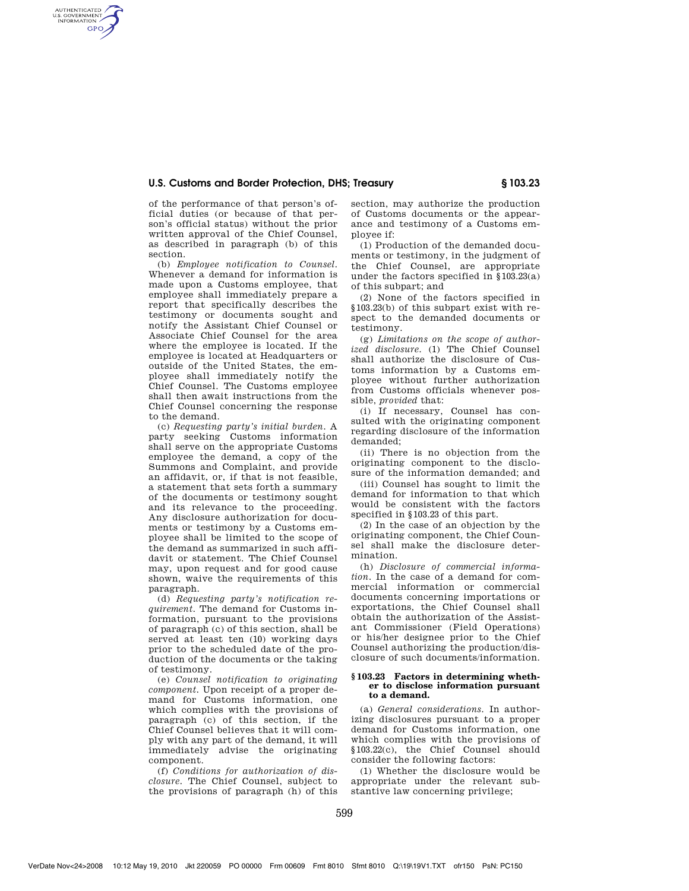of the performance of that person's official duties (or because of that person's official status) without the prior written approval of the Chief Counsel, as described in paragraph (b) of this section.

(b) *Employee notification to Counsel.* Whenever a demand for information is made upon a Customs employee, that employee shall immediately prepare a report that specifically describes the testimony or documents sought and notify the Assistant Chief Counsel or Associate Chief Counsel for the area where the employee is located. If the employee is located at Headquarters or outside of the United States, the employee shall immediately notify the Chief Counsel. The Customs employee shall then await instructions from the Chief Counsel concerning the response to the demand.

(c) *Requesting party's initial burden.* A party seeking Customs information shall serve on the appropriate Customs employee the demand, a copy of the Summons and Complaint, and provide an affidavit, or, if that is not feasible, a statement that sets forth a summary of the documents or testimony sought and its relevance to the proceeding. Any disclosure authorization for documents or testimony by a Customs employee shall be limited to the scope of the demand as summarized in such affidavit or statement. The Chief Counsel may, upon request and for good cause shown, waive the requirements of this paragraph.

(d) *Requesting party's notification requirement.* The demand for Customs information, pursuant to the provisions of paragraph (c) of this section, shall be served at least ten (10) working days prior to the scheduled date of the production of the documents or the taking of testimony.

(e) *Counsel notification to originating component.* Upon receipt of a proper demand for Customs information, one which complies with the provisions of paragraph (c) of this section, if the Chief Counsel believes that it will comply with any part of the demand, it will immediately advise the originating component.

(f) *Conditions for authorization of disclosure.* The Chief Counsel, subject to the provisions of paragraph (h) of this section, may authorize the production of Customs documents or the appearance and testimony of a Customs employee if:

(1) Production of the demanded documents or testimony, in the judgment of the Chief Counsel, are appropriate under the factors specified in §103.23(a) of this subpart; and

(2) None of the factors specified in §103.23(b) of this subpart exist with respect to the demanded documents or testimony.

(g) *Limitations on the scope of authorized disclosure.* (1) The Chief Counsel shall authorize the disclosure of Customs information by a Customs employee without further authorization from Customs officials whenever possible, *provided* that:

(i) If necessary, Counsel has consulted with the originating component regarding disclosure of the information demanded;

(ii) There is no objection from the originating component to the disclosure of the information demanded; and

(iii) Counsel has sought to limit the demand for information to that which would be consistent with the factors specified in §103.23 of this part.

(2) In the case of an objection by the originating component, the Chief Counsel shall make the disclosure determination.

(h) *Disclosure of commercial information.* In the case of a demand for commercial information or commercial documents concerning importations or exportations, the Chief Counsel shall obtain the authorization of the Assistant Commissioner (Field Operations) or his/her designee prior to the Chief Counsel authorizing the production/disclosure of such documents/information.

### §103.23 Factors in determining whether to disclose information pursuant to a demand.

(a) *General considerations.* In authorizing disclosures pursuant to a proper demand for Customs information, one which complies with the provisions of §103.22(c), the Chief Counsel should consider the following factors:

(1) Whether the disclosure would be appropriate under the relevant substantive law concerning privilege;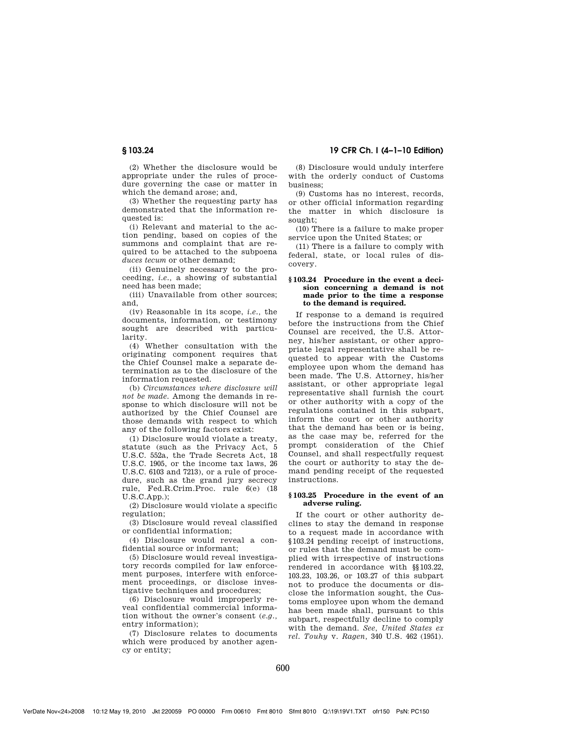(2) Whether the disclosure would be appropriate under the rules of procedure governing the case or matter in which the demand arose; and,

(3) Whether the requesting party has demonstrated that the information requested is:

(i) Relevant and material to the action pending, based on copies of the summons and complaint that are required to be attached to the subpoena *duces tecum* or other demand;

(ii) Genuinely necessary to the proceeding, *i.e.*, a showing of substantial need has been made;

(iii) Unavailable from other sources; and,

(iv) Reasonable in its scope, *i.e.*, the documents, information, or testimony sought are described with particularity.

(4) Whether consultation with the originating component requires that the Chief Counsel make a separate determination as to the disclosure of the information requested.

(b) *Circumstances where disclosure will not be made.* Among the demands in response to which disclosure will not be authorized by the Chief Counsel are those demands with respect to which any of the following factors exist:

(1) Disclosure would violate a treaty, statute (such as the Privacy Act, 5 U.S.C. 552a, the Trade Secrets Act, 18 U.S.C. 1905, or the income tax laws, 26 U.S.C. 6103 and 7213), or a rule of procedure, such as the grand jury secrecy rule, Fed.R.Crim.Proc. rule 6(e) (18 U.S.C.App.);

(2) Disclosure would violate a specific regulation;

(3) Disclosure would reveal classified or confidential information;

(4) Disclosure would reveal a confidential source or informant;

(5) Disclosure would reveal investigatory records compiled for law enforcement purposes, interfere with enforcement proceedings, or disclose investigative techniques and procedures;

(6) Disclosure would improperly reveal confidential commercial information without the owner's consent (*e.g.*, entry information);

(7) Disclosure relates to documents which were produced by another agency or entity;

(8) Disclosure would unduly interfere with the orderly conduct of Customs business;

(9) Customs has no interest, records, or other official information regarding the matter in which disclosure is sought;

(10) There is a failure to make proper service upon the United States; or

(11) There is a failure to comply with federal, state, or local rules of discovery.

### § 103.24 Procedure in the event a decision concerning a demand is not made prior to the time a response to the demand is required.

If response to a demand is required before the instructions from the Chief Counsel are received, the U.S. Attorney, his/her assistant, or other appropriate legal representative shall be requested to appear with the Customs employee upon whom the demand has been made. The U.S. Attorney, his/her assistant, or other appropriate legal representative shall furnish the court or other authority with a copy of the regulations contained in this subpart, inform the court or other authority that the demand has been or is being, as the case may be, referred for the prompt consideration of the Chief Counsel, and shall respectfully request the court or authority to stay the demand pending receipt of the requested instructions.

### § 103.25 Procedure in the event of an adverse ruling.

If the court or other authority declines to stay the demand in response to a request made in accordance with §103.24 pending receipt of instructions, or rules that the demand must be complied with irrespective of instructions rendered in accordance with §§103.22, 103.23, 103.26, or 103.27 of this subpart not to produce the documents or disclose the information sought, the Customs employee upon whom the demand has been made shall, pursuant to this subpart, respectfully decline to comply with the demand. *See, United States ex rel. Touhy* v. *Ragen,* 340 U.S. 462 (1951).